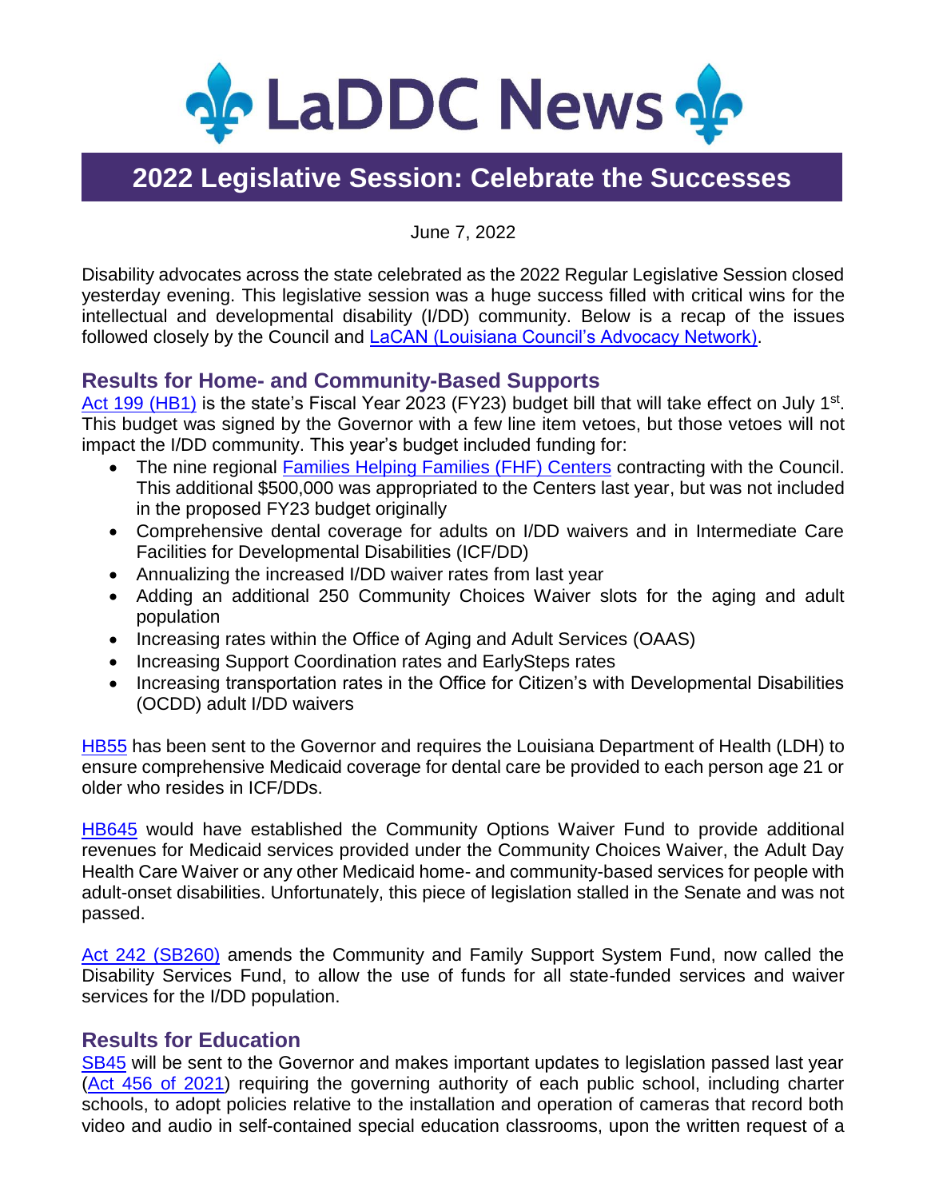# LaDDC News

## 2022 Legislative Session: Celebrate the Successes

June 7, 2022

Disability advocates across the state celebrated as the 2022 Regular Legislative Session closed yesterday evening. This legislative session was a huge success filled with critical wins for the intellectual and developmental disability (I/DD) community. Below is a recap of the issues followed closely by the Council and LaCAN (Louisiana Council's Advocacy Network).

### Results for Home- and Community-Based Supports

Act 199 (HB1) is the state's Fiscal Year 2023 (FY23) budget bill that will take effect on July 1st. This budget was signed by the Governor with a few line item vetoes, but those vetoes will not impact the I/DD community. This year's budget included funding for:

- The nine regional Families Helping Families (FHF) Centers contracting with the Council. This additional $500,000 was appropriated to the Centers last year, but was not included in the proposed FY23 budget originally
- Comprehensive dental coverage for adults on I/DD waivers and in Intermediate Care Facilities for Developmental Disabilities (ICF/DD)
- Annualizing the increased I/DD waiver rates from last year
- Adding an additional 250 Community Choices Waiver slots for the aging and adult population
- Increasing rates within the Office of Aging and Adult Services (OAAS)
- Increasing Support Coordination rates and EarlySteps rates
- Increasing transportation rates in the Office for Citizen's with Developmental Disabilities (OCDD) adult I/DD waivers

HB55 has been sent to the Governor and requires the Louisiana Department of Health (LDH) to ensure comprehensive Medicaid coverage for dental care be provided to each person age 21 or older who resides in ICF/DDs.

HB645 would have established the Community Options Waiver Fund to provide additional revenues for Medicaid services provided under the Community Choices Waiver, the Adult Day Health Care Waiver or any other Medicaid home- and community-based services for people with adult-onset disabilities. Unfortunately, this piece of legislation stalled in the Senate and was not passed.

Act 242 (SB260) amends the Community and Family Support System Fund, now called the Disability Services Fund, to allow the use of funds for all state-funded services and waiver services for the I/DD population.

### Results for Education

SB45 will be sent to the Governor and makes important updates to legislation passed last year (Act 456 of 2021) requiring the governing authority of each public school, including charter schools, to adopt policies relative to the installation and operation of cameras that record both video and audio in self-contained special education classrooms, upon the written request of a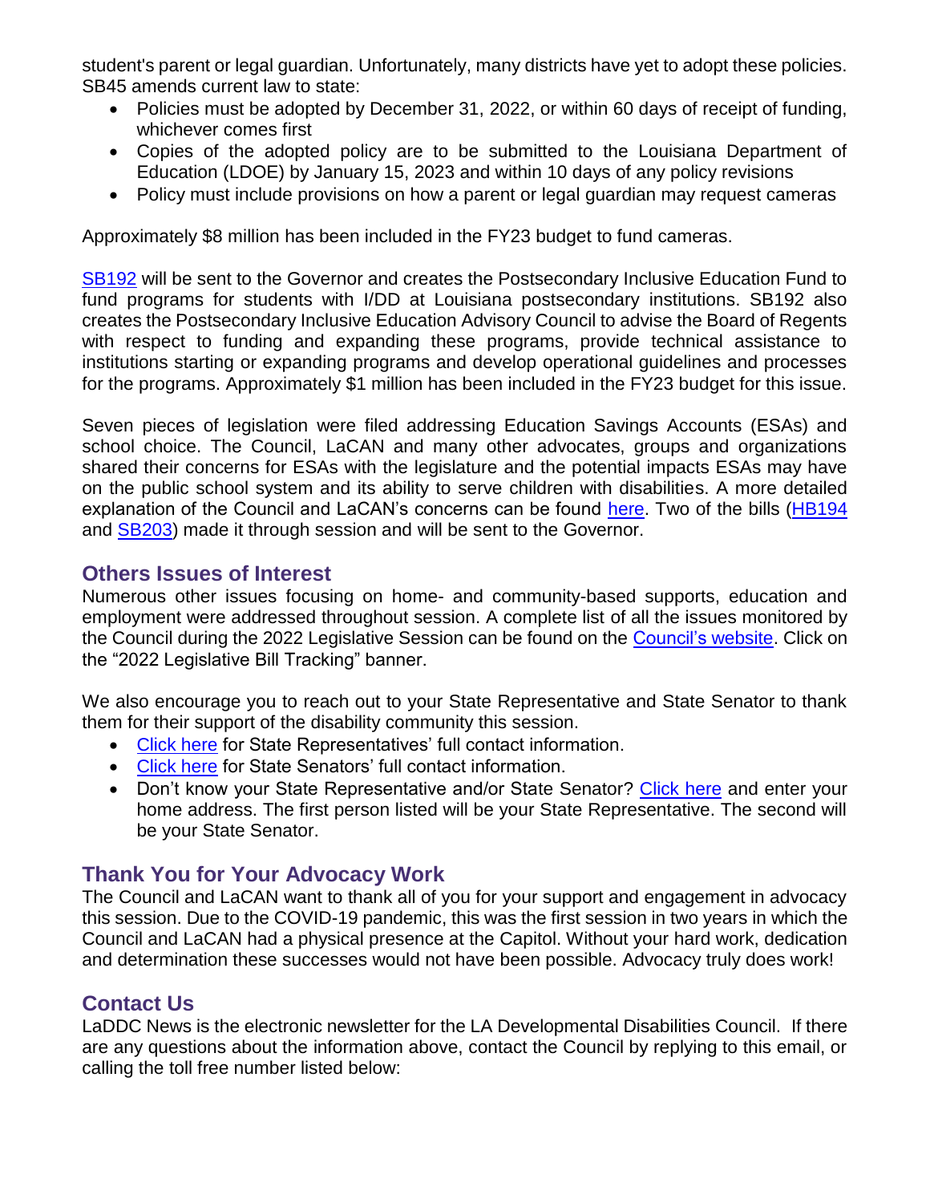student's parent or legal guardian. Unfortunately, many districts have yet to adopt these policies. SB45 amends current law to state:

- Policies must be adopted by December 31, 2022, or within 60 days of receipt of funding, whichever comes first
- Copies of the adopted policy are to be submitted to the Louisiana Department of Education (LDOE) by January 15, 2023 and within 10 days of any policy revisions
- Policy must include provisions on how a parent or legal guardian may request cameras

Approximately $8 million has been included in the FY23 budget to fund cameras.

[SB192](#) will be sent to the Governor and creates the Postsecondary Inclusive Education Fund to fund programs for students with I/DD at Louisiana postsecondary institutions. SB192 also creates the Postsecondary Inclusive Education Advisory Council to advise the Board of Regents with respect to funding and expanding these programs, provide technical assistance to institutions starting or expanding programs and develop operational guidelines and processes for the programs. Approximately $1 million has been included in the FY23 budget for this issue.

Seven pieces of legislation were filed addressing Education Savings Accounts (ESAs) and school choice. The Council, LaCAN and many other advocates, groups and organizations shared their concerns for ESAs with the legislature and the potential impacts ESAs may have on the public school system and its ability to serve children with disabilities. A more detailed explanation of the Council and LaCAN's concerns can be found [here](#). Two of the bills ([HB194](#) and [SB203](#)) made it through session and will be sent to the Governor.

## Others Issues of Interest

Numerous other issues focusing on home- and community-based supports, education and employment were addressed throughout session. A complete list of all the issues monitored by the Council during the 2022 Legislative Session can be found on the [Council's website](#). Click on the "2022 Legislative Bill Tracking" banner.

We also encourage you to reach out to your State Representative and State Senator to thank them for their support of the disability community this session.

- [Click here](#) for State Representatives' full contact information.
- [Click here](#) for State Senators' full contact information.
- Don't know your State Representative and/or State Senator? [Click here](#) and enter your home address. The first person listed will be your State Representative. The second will be your State Senator.

## Thank You for Your Advocacy Work

The Council and LaCAN want to thank all of you for your support and engagement in advocacy this session. Due to the COVID-19 pandemic, this was the first session in two years in which the Council and LaCAN had a physical presence at the Capitol. Without your hard work, dedication and determination these successes would not have been possible. Advocacy truly does work!

## Contact Us

LaDDC News is the electronic newsletter for the LA Developmental Disabilities Council. If there are any questions about the information above, contact the Council by replying to this email, or calling the toll free number listed below: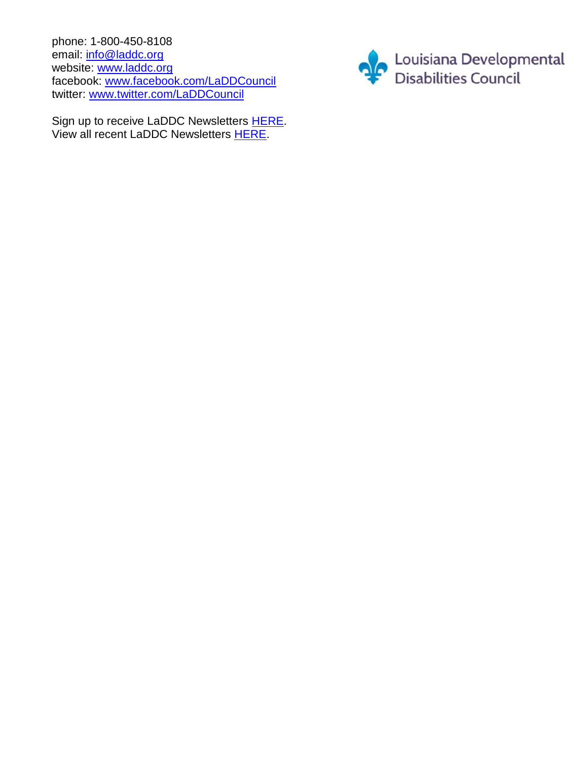phone: 1-800-450-8108
email: info@laddc.org
website: www.laddc.org
facebook: www.facebook.com/LaDDCouncil
twitter: www.twitter.com/LaDDCouncil

Louisiana Developmental Disabilities Council

Sign up to receive LaDDC Newsletters HERE.
View all recent LaDDC Newsletters HERE.